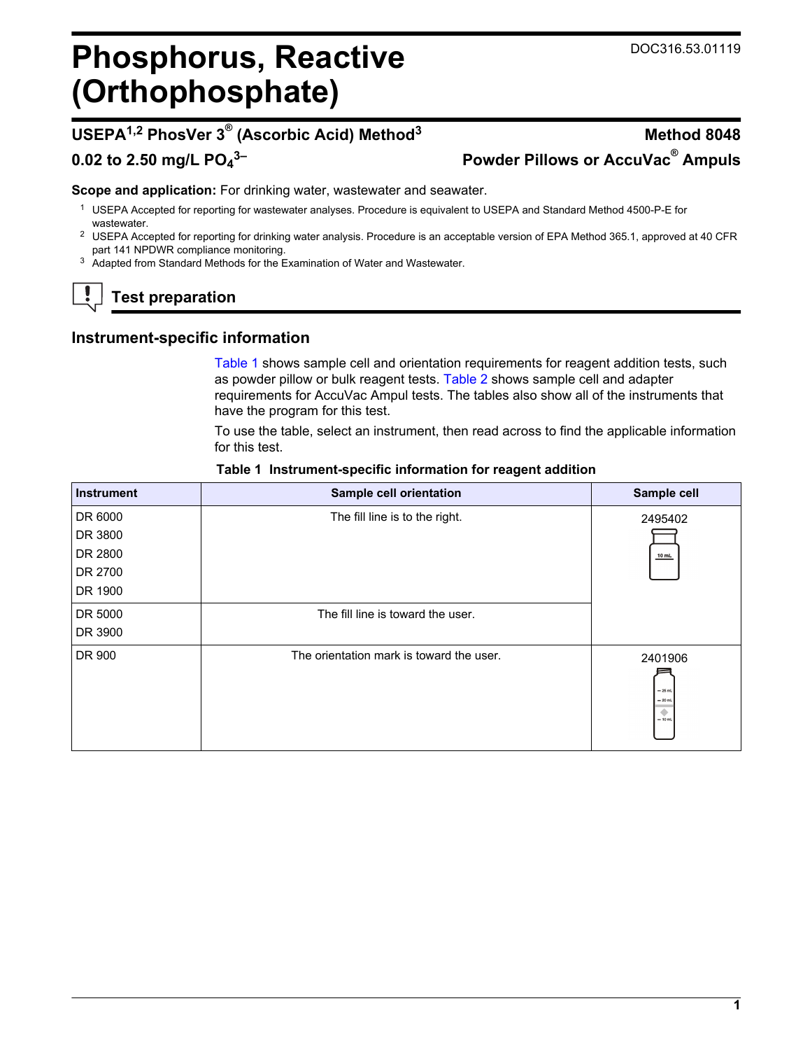DOC316.53.01119

# Phosphorus, Reactive (Orthophosphate)

## USEPA[1,2] PhosVer 3® (Ascorbic Acid) Method[3] — Method 8048

## 0.02 to 2.50 mg/L $PO_4^{3-}$ — Powder Pillows or AccuVac® Ampuls

**Scope and application:** For drinking water, wastewater and seawater.

1 USEPA Accepted for reporting for wastewater analyses. Procedure is equivalent to USEPA and Standard Method 4500-P-E for wastewater.

2 USEPA Accepted for reporting for drinking water analysis. Procedure is an acceptable version of EPA Method 365.1, approved at 40 CFR part 141 NPDWR compliance monitoring.

3 Adapted from Standard Methods for the Examination of Water and Wastewater.

## Test preparation

### Instrument-specific information

Table 1 shows sample cell and orientation requirements for reagent addition tests, such as powder pillow or bulk reagent tests. Table 2 shows sample cell and adapter requirements for AccuVac Ampul tests. The tables also show all of the instruments that have the program for this test.

To use the table, select an instrument, then read across to find the applicable information for this test.

**Table 1 Instrument-specific information for reagent addition**

| Instrument | Sample cell orientation | Sample cell |
|---|---|---|
| DR 6000<br>DR 3800<br>DR 2800<br>DR 2700<br>DR 1900 | The fill line is to the right. | 2495402 |
| DR 5000<br>DR 3900 | The fill line is toward the user. | 2495402 |
| DR 900 | The orientation mark is toward the user. | 2401906 |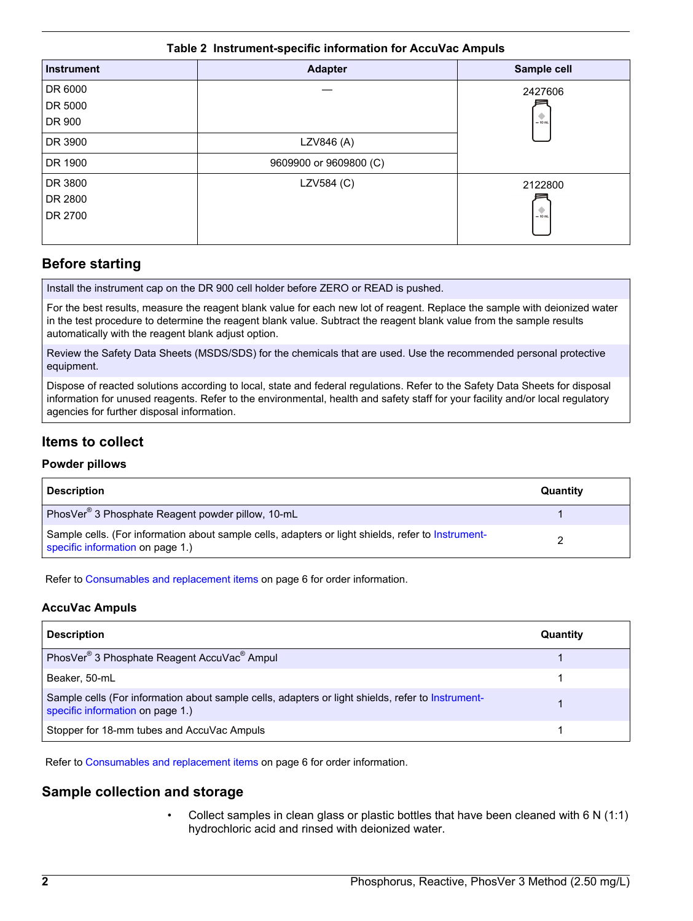**Table 2 Instrument-specific information for AccuVac Ampuls**

| Instrument | Adapter | Sample cell |
|---|---|---|
| DR 6000<br>DR 5000<br>DR 900 | — | 2427606 |
| DR 3900 | LZV846 (A) | |
| DR 1900 | 9609900 or 9609800 (C) | |
| DR 3800<br>DR 2800<br>DR 2700 | LZV584 (C) | 2122800 |

## Before starting

Install the instrument cap on the DR 900 cell holder before ZERO or READ is pushed.

For the best results, measure the reagent blank value for each new lot of reagent. Replace the sample with deionized water in the test procedure to determine the reagent blank value. Subtract the reagent blank value from the sample results automatically with the reagent blank adjust option.

Review the Safety Data Sheets (MSDS/SDS) for the chemicals that are used. Use the recommended personal protective equipment.

Dispose of reacted solutions according to local, state and federal regulations. Refer to the Safety Data Sheets for disposal information for unused reagents. Refer to the environmental, health and safety staff for your facility and/or local regulatory agencies for further disposal information.

## Items to collect

### Powder pillows

| Description | Quantity |
|---|---|
| PhosVer® 3 Phosphate Reagent powder pillow, 10-mL | 1 |
| Sample cells. (For information about sample cells, adapters or light shields, refer to Instrument-specific information on page 1.) | 2 |

Refer to Consumables and replacement items on page 6 for order information.

### AccuVac Ampuls

| Description | Quantity |
|---|---|
| PhosVer® 3 Phosphate Reagent AccuVac® Ampul | 1 |
| Beaker, 50-mL | 1 |
| Sample cells (For information about sample cells, adapters or light shields, refer to Instrument-specific information on page 1.) | 1 |
| Stopper for 18-mm tubes and AccuVac Ampuls | 1 |

Refer to Consumables and replacement items on page 6 for order information.

## Sample collection and storage

- Collect samples in clean glass or plastic bottles that have been cleaned with 6 N (1:1) hydrochloric acid and rinsed with deionized water.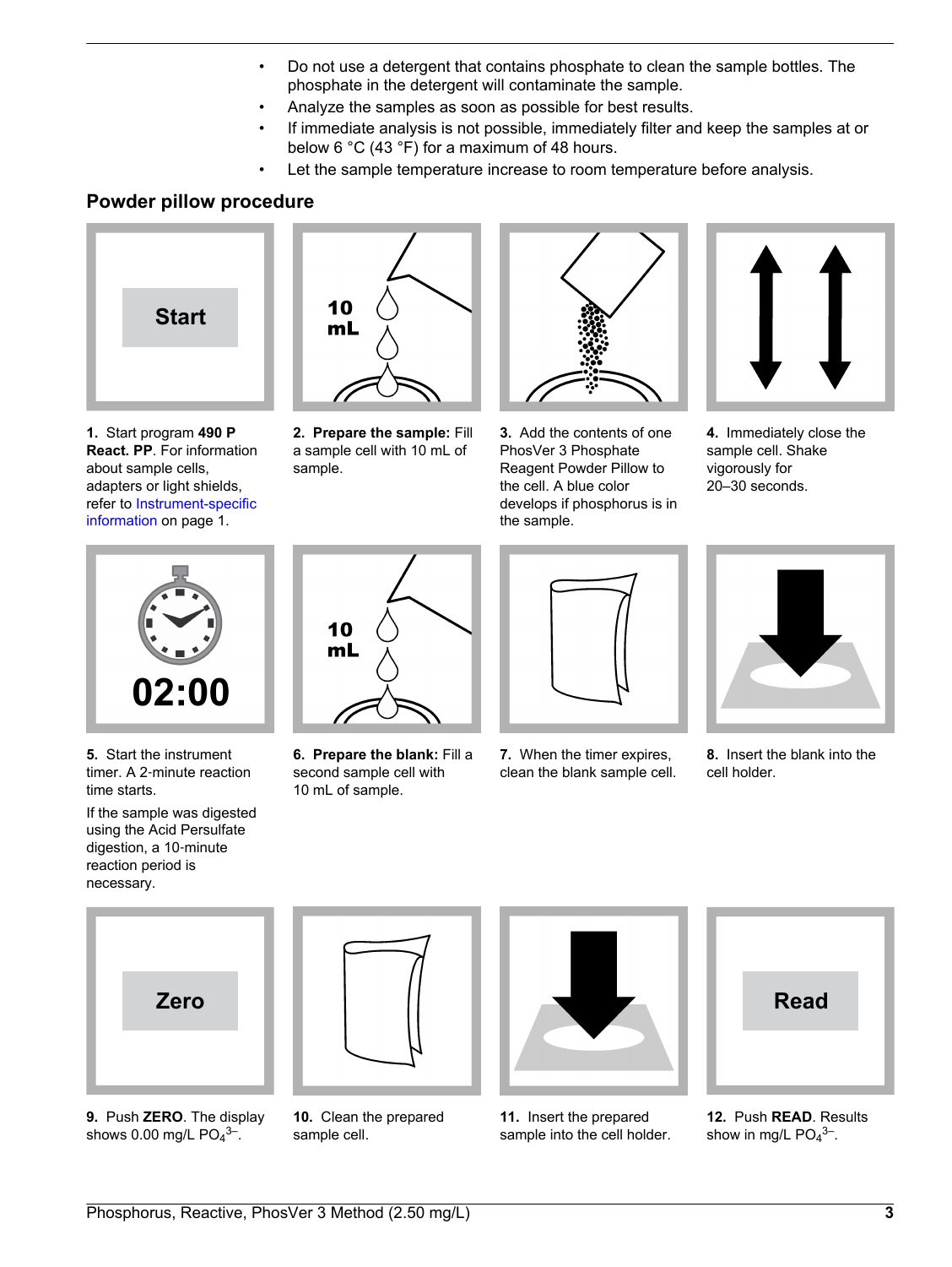- Do not use a detergent that contains phosphate to clean the sample bottles. The phosphate in the detergent will contaminate the sample.
- Analyze the samples as soon as possible for best results.
- If immediate analysis is not possible, immediately filter and keep the samples at or below 6 °C (43 °F) for a maximum of 48 hours.
- Let the sample temperature increase to room temperature before analysis.

## Powder pillow procedure

**1.** Start program **490 P React. PP**. For information about sample cells, adapters or light shields, refer to Instrument-specific information on page 1.

**2. Prepare the sample:** Fill a sample cell with 10 mL of sample.

**3.** Add the contents of one PhosVer 3 Phosphate Reagent Powder Pillow to the cell. A blue color develops if phosphorus is in the sample.

**4.** Immediately close the sample cell. Shake vigorously for 20–30 seconds.

**5.** Start the instrument timer. A 2-minute reaction time starts.

If the sample was digested using the Acid Persulfate digestion, a 10-minute reaction period is necessary.

**6. Prepare the blank:** Fill a second sample cell with 10 mL of sample.

**7.** When the timer expires, clean the blank sample cell.

**8.** Insert the blank into the cell holder.

**9.** Push **ZERO**. The display shows 0.00 mg/L $PO_4^{3-}$.

**10.** Clean the prepared sample cell.

**11.** Insert the prepared sample into the cell holder.

**12.** Push **READ**. Results show in mg/L $PO_4^{3-}$.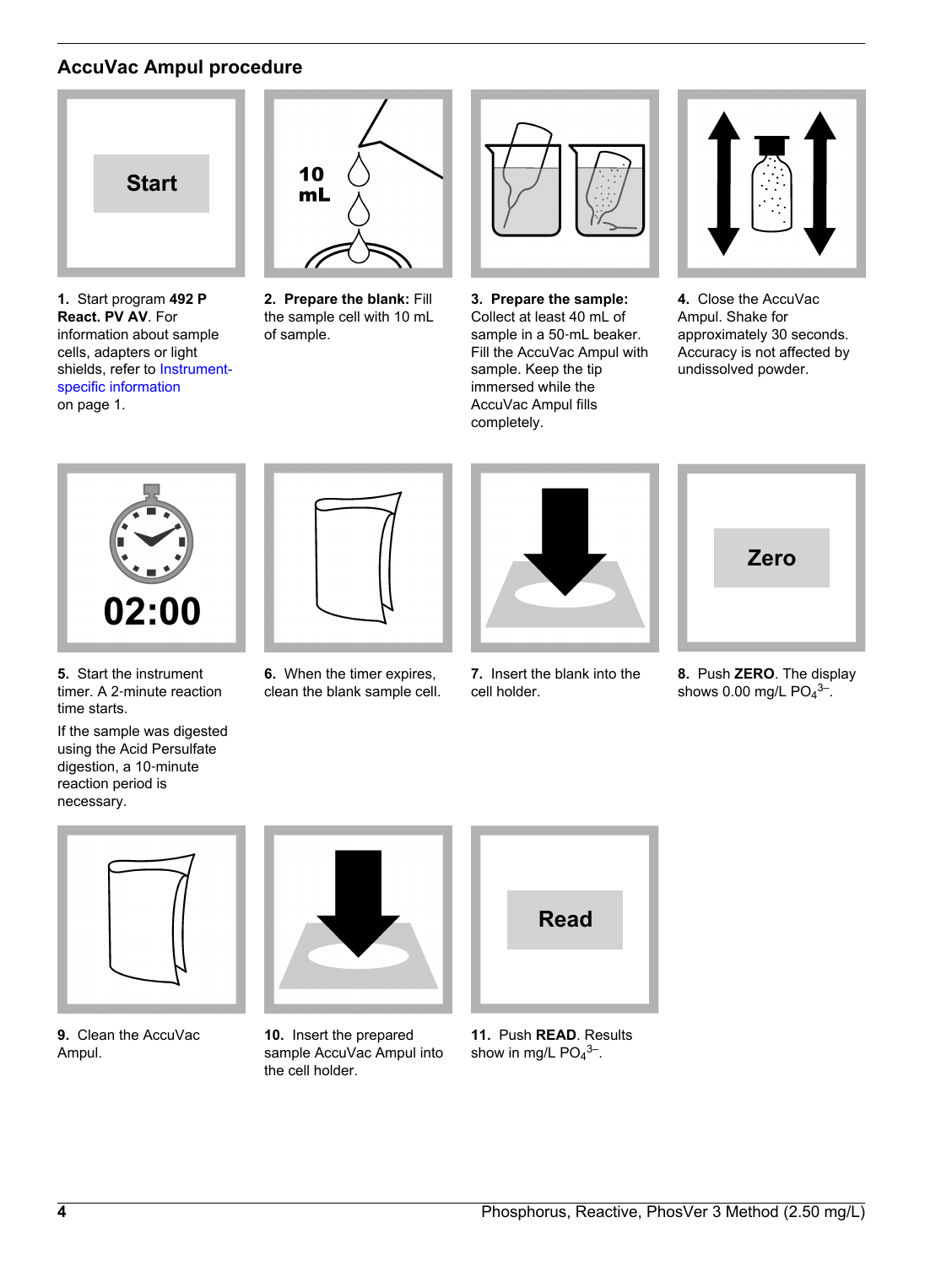## AccuVac Ampul procedure

1. Start program **492 P React. PV AV**. For information about sample cells, adapters or light shields, refer to Instrument-specific information on page 1.

2. **Prepare the blank:** Fill the sample cell with 10 mL of sample.

3. **Prepare the sample:** Collect at least 40 mL of sample in a 50-mL beaker. Fill the AccuVac Ampul with sample. Keep the tip immersed while the AccuVac Ampul fills completely.

4. Close the AccuVac Ampul. Shake for approximately 30 seconds. Accuracy is not affected by undissolved powder.

5. Start the instrument timer. A 2-minute reaction time starts.

   If the sample was digested using the Acid Persulfate digestion, a 10-minute reaction period is necessary.

6. When the timer expires, clean the blank sample cell.

7. Insert the blank into the cell holder.

8. Push **ZERO**. The display shows 0.00 mg/L $PO_4^{3-}$.

9. Clean the AccuVac Ampul.

10. Insert the prepared sample AccuVac Ampul into the cell holder.

11. Push **READ**. Results show in mg/L $PO_4^{3-}$.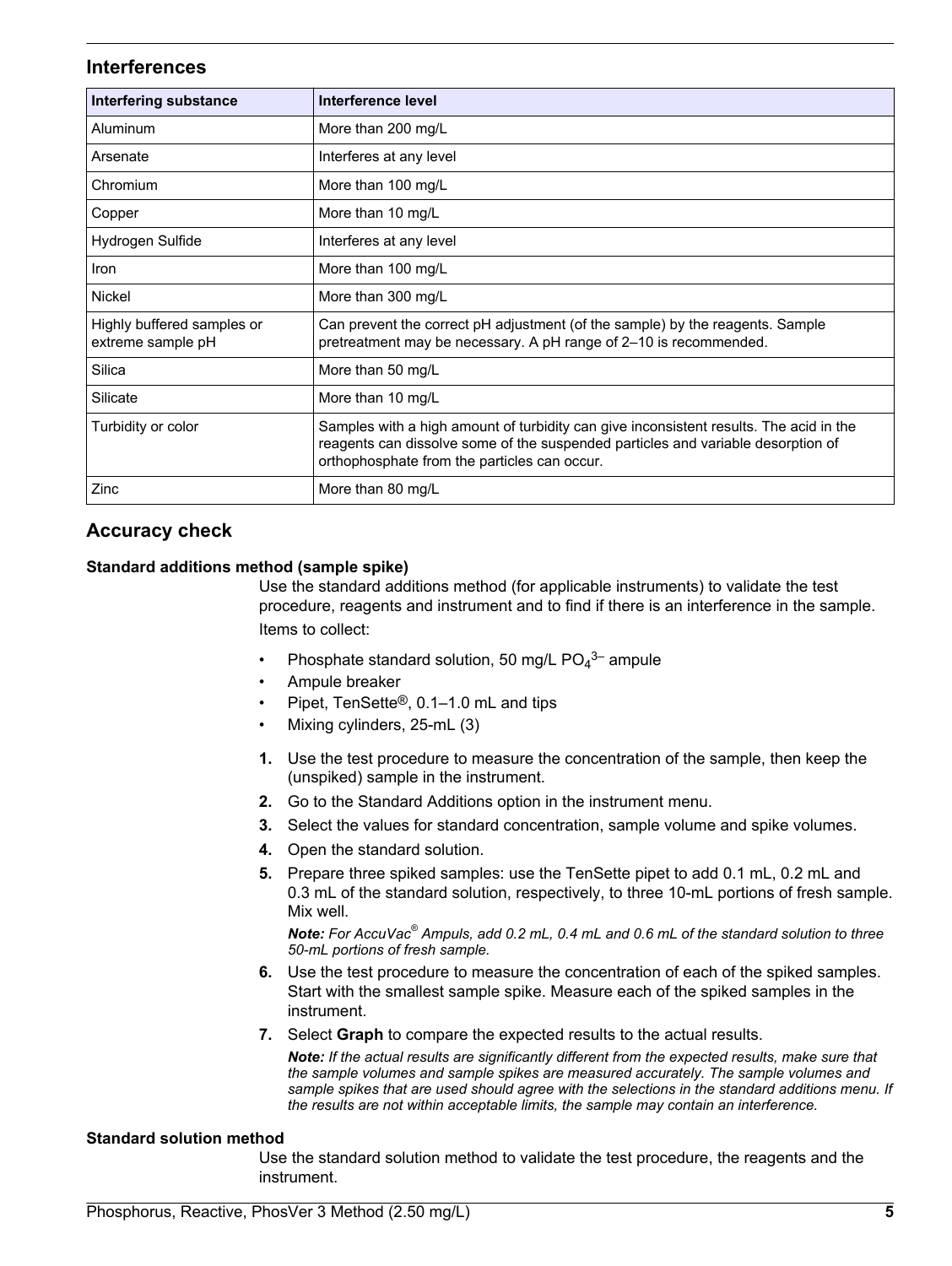## Interferences

| Interfering substance | Interference level |
|---|---|
| Aluminum | More than 200 mg/L |
| Arsenate | Interferes at any level |
| Chromium | More than 100 mg/L |
| Copper | More than 10 mg/L |
| Hydrogen Sulfide | Interferes at any level |
| Iron | More than 100 mg/L |
| Nickel | More than 300 mg/L |
| Highly buffered samples or extreme sample pH | Can prevent the correct pH adjustment (of the sample) by the reagents. Sample pretreatment may be necessary. A pH range of 2–10 is recommended. |
| Silica | More than 50 mg/L |
| Silicate | More than 10 mg/L |
| Turbidity or color | Samples with a high amount of turbidity can give inconsistent results. The acid in the reagents can dissolve some of the suspended particles and variable desorption of orthophosphate from the particles can occur. |
| Zinc | More than 80 mg/L |

## Accuracy check

### Standard additions method (sample spike)

Use the standard additions method (for applicable instruments) to validate the test procedure, reagents and instrument and to find if there is an interference in the sample.

Items to collect:

- Phosphate standard solution, 50 mg/L $PO_4^{3-}$ ampule
- Ampule breaker
- Pipet, TenSette®, 0.1–1.0 mL and tips
- Mixing cylinders, 25-mL (3)

1. Use the test procedure to measure the concentration of the sample, then keep the (unspiked) sample in the instrument.
2. Go to the Standard Additions option in the instrument menu.
3. Select the values for standard concentration, sample volume and spike volumes.
4. Open the standard solution.
5. Prepare three spiked samples: use the TenSette pipet to add 0.1 mL, 0.2 mL and 0.3 mL of the standard solution, respectively, to three 10-mL portions of fresh sample. Mix well.

   ***Note:** For AccuVac® Ampuls, add 0.2 mL, 0.4 mL and 0.6 mL of the standard solution to three 50-mL portions of fresh sample.*
6. Use the test procedure to measure the concentration of each of the spiked samples. Start with the smallest sample spike. Measure each of the spiked samples in the instrument.
7. Select **Graph** to compare the expected results to the actual results.

   ***Note:** If the actual results are significantly different from the expected results, make sure that the sample volumes and sample spikes are measured accurately. The sample volumes and sample spikes that are used should agree with the selections in the standard additions menu. If the results are not within acceptable limits, the sample may contain an interference.*

### Standard solution method

Use the standard solution method to validate the test procedure, the reagents and the instrument.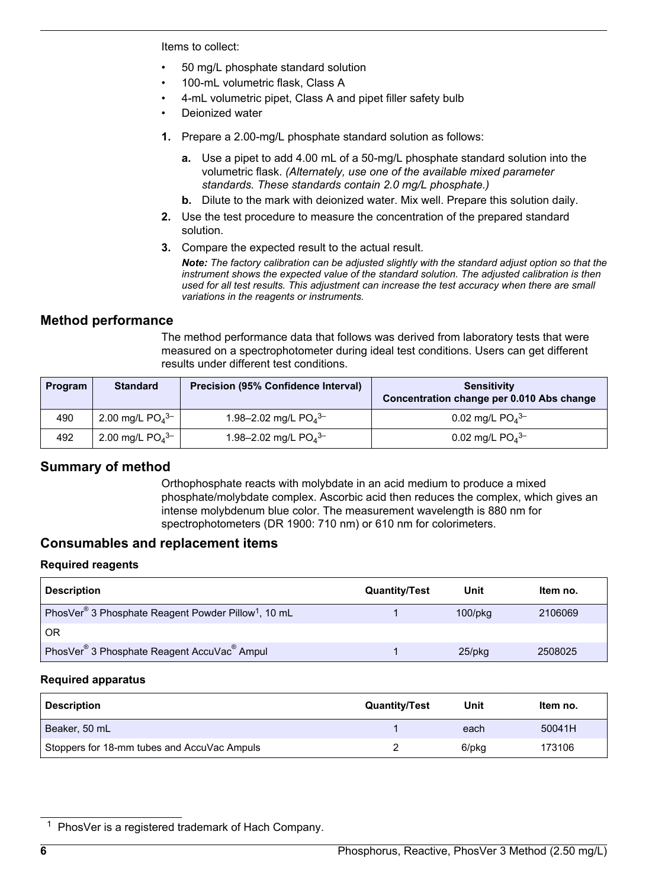Items to collect:

- 50 mg/L phosphate standard solution
- 100-mL volumetric flask, Class A
- 4-mL volumetric pipet, Class A and pipet filler safety bulb
- Deionized water

1. Prepare a 2.00-mg/L phosphate standard solution as follows:
   a. Use a pipet to add 4.00 mL of a 50-mg/L phosphate standard solution into the volumetric flask. *(Alternately, use one of the available mixed parameter standards. These standards contain 2.0 mg/L phosphate.)*
   b. Dilute to the mark with deionized water. Mix well. Prepare this solution daily.
2. Use the test procedure to measure the concentration of the prepared standard solution.
3. Compare the expected result to the actual result.

   ***Note:*** *The factory calibration can be adjusted slightly with the standard adjust option so that the instrument shows the expected value of the standard solution. The adjusted calibration is then used for all test results. This adjustment can increase the test accuracy when there are small variations in the reagents or instruments.*

## Method performance

The method performance data that follows was derived from laboratory tests that were measured on a spectrophotometer during ideal test conditions. Users can get different results under different test conditions.

| Program | Standard | Precision (95% Confidence Interval) | Sensitivity Concentration change per 0.010 Abs change |
|---|---|---|---|
| 490 | 2.00 mg/L $PO_4^{3-}$ | 1.98–2.02 mg/L $PO_4^{3-}$ | 0.02 mg/L $PO_4^{3-}$ |
| 492 | 2.00 mg/L $PO_4^{3-}$ | 1.98–2.02 mg/L $PO_4^{3-}$ | 0.02 mg/L $PO_4^{3-}$ |

## Summary of method

Orthophosphate reacts with molybdate in an acid medium to produce a mixed phosphate/molybdate complex. Ascorbic acid then reduces the complex, which gives an intense molybdenum blue color. The measurement wavelength is 880 nm for spectrophotometers (DR 1900: 710 nm) or 610 nm for colorimeters.

## Consumables and replacement items

### Required reagents

| Description | Quantity/Test | Unit | Item no. |
|---|---|---|---|
| PhosVer® 3 Phosphate Reagent Powder Pillow[1], 10 mL | 1 | 100/pkg | 2106069 |
| OR | | | |
| PhosVer® 3 Phosphate Reagent AccuVac® Ampul | 1 | 25/pkg | 2508025 |

### Required apparatus

| Description | Quantity/Test | Unit | Item no. |
|---|---|---|---|
| Beaker, 50 mL | 1 | each | 50041H |
| Stoppers for 18-mm tubes and AccuVac Ampuls | 2 | 6/pkg | 173106 |

[1] PhosVer is a registered trademark of Hach Company.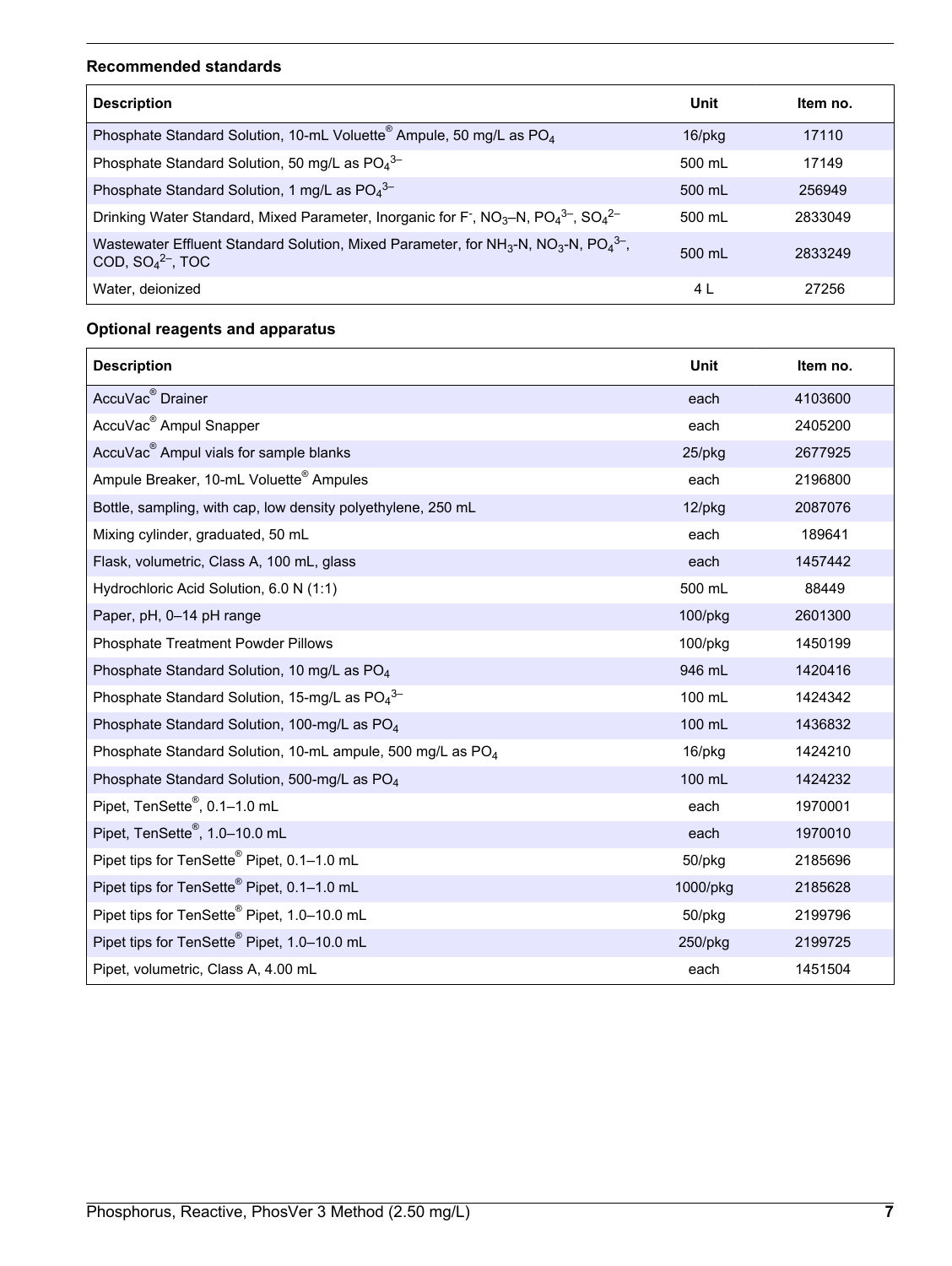### Recommended standards

| Description | Unit | Item no. |
| --- | --- | --- |
| Phosphate Standard Solution, 10-mL Voluette® Ampule, 50 mg/L as $PO_4$ | 16/pkg | 17110 |
| Phosphate Standard Solution, 50 mg/L as $PO_4^{3-}$ | 500 mL | 17149 |
| Phosphate Standard Solution, 1 mg/L as $PO_4^{3-}$ | 500 mL | 256949 |
| Drinking Water Standard, Mixed Parameter, Inorganic for $F^-$, $NO_3$–N, $PO_4^{3-}$, $SO_4^{2-}$ | 500 mL | 2833049 |
| Wastewater Effluent Standard Solution, Mixed Parameter, for $NH_3$-N, $NO_3$-N, $PO_4^{3-}$, COD, $SO_4^{2-}$, TOC | 500 mL | 2833249 |
| Water, deionized | 4 L | 27256 |

### Optional reagents and apparatus

| Description | Unit | Item no. |
| --- | --- | --- |
| AccuVac® Drainer | each | 4103600 |
| AccuVac® Ampul Snapper | each | 2405200 |
| AccuVac® Ampul vials for sample blanks | 25/pkg | 2677925 |
| Ampule Breaker, 10-mL Voluette® Ampules | each | 2196800 |
| Bottle, sampling, with cap, low density polyethylene, 250 mL | 12/pkg | 2087076 |
| Mixing cylinder, graduated, 50 mL | each | 189641 |
| Flask, volumetric, Class A, 100 mL, glass | each | 1457442 |
| Hydrochloric Acid Solution, 6.0 N (1:1) | 500 mL | 88449 |
| Paper, pH, 0–14 pH range | 100/pkg | 2601300 |
| Phosphate Treatment Powder Pillows | 100/pkg | 1450199 |
| Phosphate Standard Solution, 10 mg/L as $PO_4$ | 946 mL | 1420416 |
| Phosphate Standard Solution, 15-mg/L as $PO_4^{3-}$ | 100 mL | 1424342 |
| Phosphate Standard Solution, 100-mg/L as $PO_4$ | 100 mL | 1436832 |
| Phosphate Standard Solution, 10-mL ampule, 500 mg/L as $PO_4$ | 16/pkg | 1424210 |
| Phosphate Standard Solution, 500-mg/L as $PO_4$ | 100 mL | 1424232 |
| Pipet, TenSette®, 0.1–1.0 mL | each | 1970001 |
| Pipet, TenSette®, 1.0–10.0 mL | each | 1970010 |
| Pipet tips for TenSette® Pipet, 0.1–1.0 mL | 50/pkg | 2185696 |
| Pipet tips for TenSette® Pipet, 0.1–1.0 mL | 1000/pkg | 2185628 |
| Pipet tips for TenSette® Pipet, 1.0–10.0 mL | 50/pkg | 2199796 |
| Pipet tips for TenSette® Pipet, 1.0–10.0 mL | 250/pkg | 2199725 |
| Pipet, volumetric, Class A, 4.00 mL | each | 1451504 |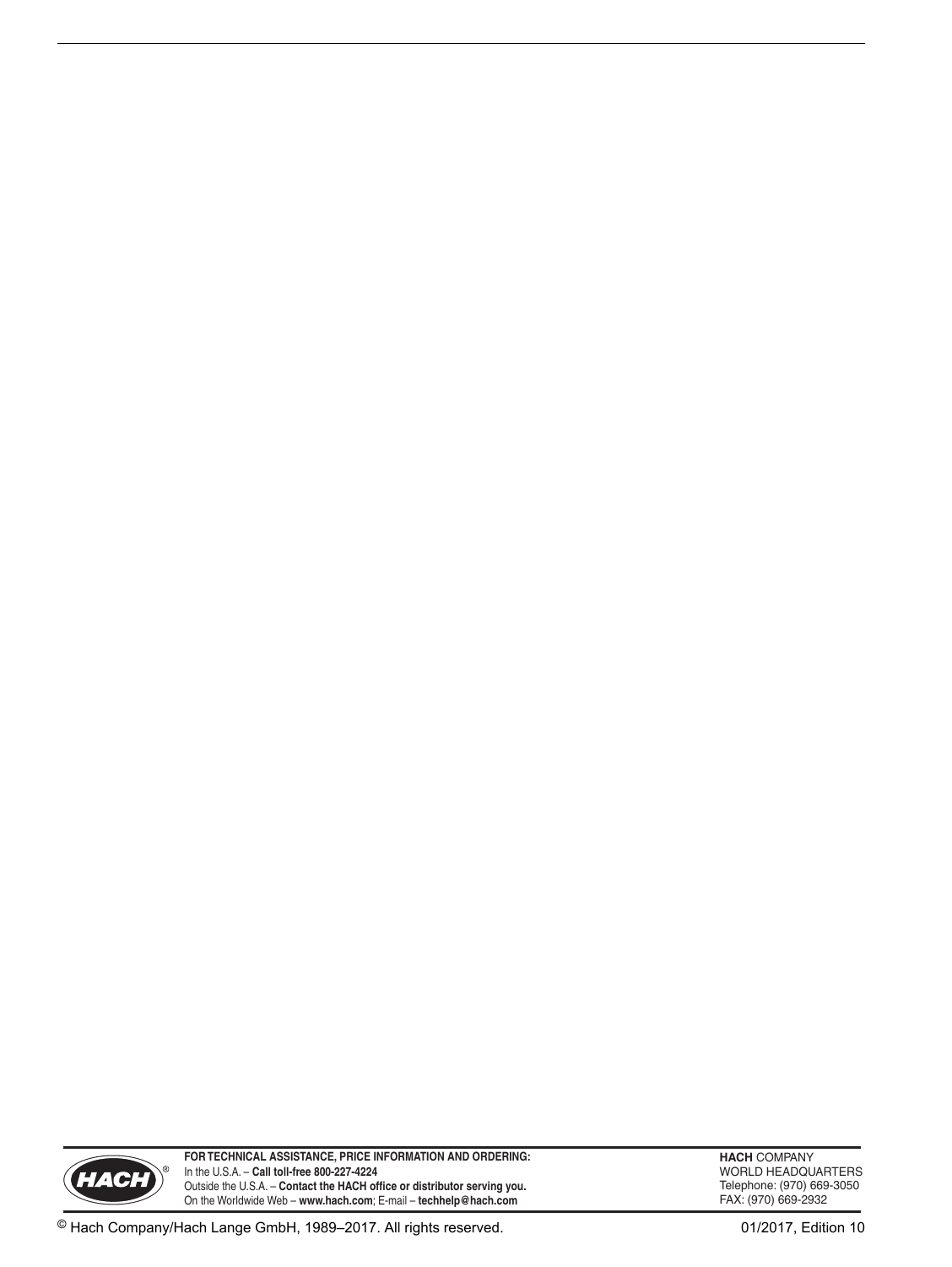**FOR TECHNICAL ASSISTANCE, PRICE INFORMATION AND ORDERING:**
In the U.S.A. – **Call toll-free 800-227-4224**
Outside the U.S.A. – **Contact the HACH office or distributor serving you.**
On the Worldwide Web – **www.hach.com**; E-mail – **techhelp@hach.com**

**HACH** COMPANY
WORLD HEADQUARTERS
Telephone: (970) 669-3050
FAX: (970) 669-2932

© Hach Company/Hach Lange GmbH, 1989–2017. All rights reserved.

01/2017, Edition 10